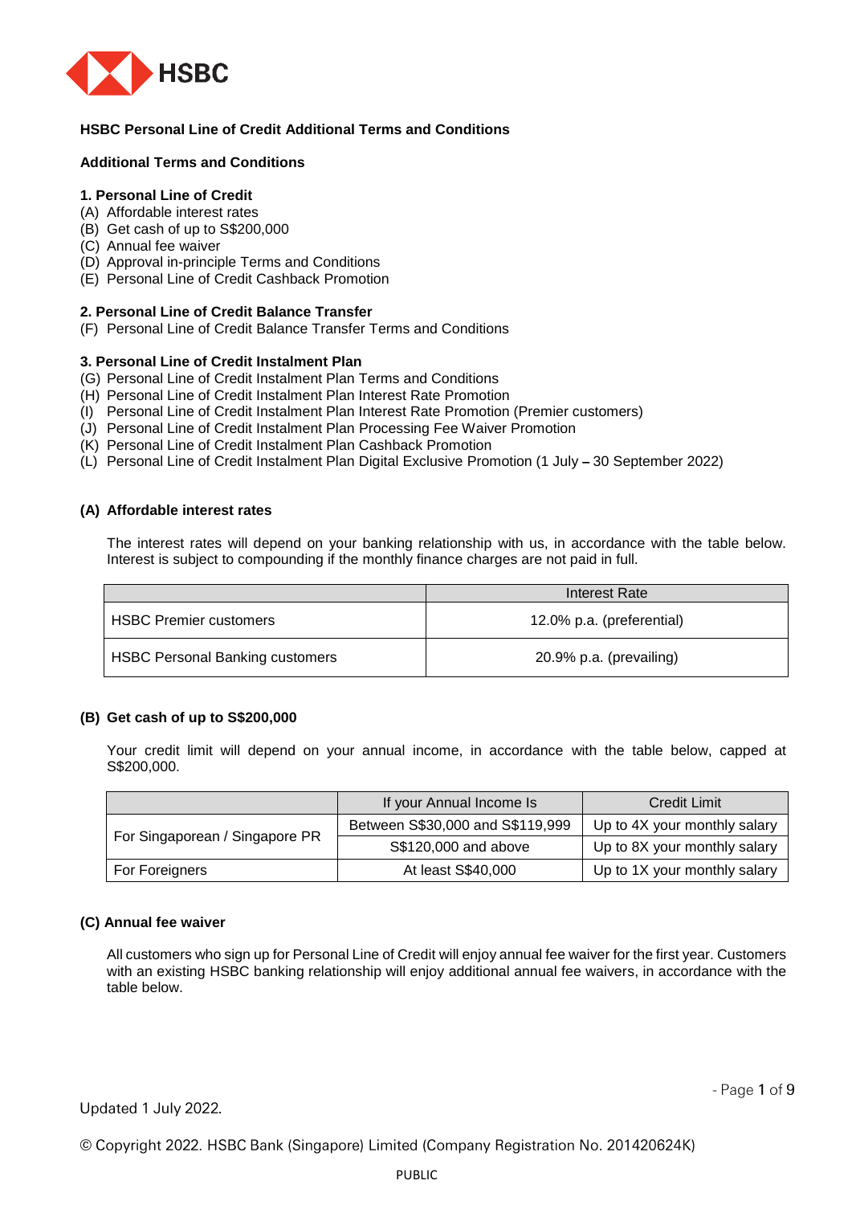**HSBC Personal Line of Credit Additional Terms and Conditions**

**Additional Terms and Conditions**

**1. Personal Line of Credit**

(A) Affordable interest rates
(B) Get cash of up to S$200,000
(C) Annual fee waiver
(D) Approval in-principle Terms and Conditions
(E) Personal Line of Credit Cashback Promotion

**2. Personal Line of Credit Balance Transfer**

(F) Personal Line of Credit Balance Transfer Terms and Conditions

**3. Personal Line of Credit Instalment Plan**

(G) Personal Line of Credit Instalment Plan Terms and Conditions
(H) Personal Line of Credit Instalment Plan Interest Rate Promotion
(I) Personal Line of Credit Instalment Plan Interest Rate Promotion (Premier customers)
(J) Personal Line of Credit Instalment Plan Processing Fee Waiver Promotion
(K) Personal Line of Credit Instalment Plan Cashback Promotion
(L) Personal Line of Credit Instalment Plan Digital Exclusive Promotion (1 July – 30 September 2022)

**(A) Affordable interest rates**

The interest rates will depend on your banking relationship with us, in accordance with the table below. Interest is subject to compounding if the monthly finance charges are not paid in full.

| | Interest Rate |
|---|---|
| HSBC Premier customers | 12.0% p.a. (preferential) |
| HSBC Personal Banking customers | 20.9% p.a. (prevailing) |

**(B) Get cash of up to S$200,000**

Your credit limit will depend on your annual income, in accordance with the table below, capped at S$200,000.

| | If your Annual Income Is | Credit Limit |
|---|---|---|
| For Singaporean / Singapore PR | Between S$30,000 and S$119,999 | Up to 4X your monthly salary |
| | S$120,000 and above | Up to 8X your monthly salary |
| For Foreigners | At least S$40,000 | Up to 1X your monthly salary |

**(C) Annual fee waiver**

All customers who sign up for Personal Line of Credit will enjoy annual fee waiver for the first year. Customers with an existing HSBC banking relationship will enjoy additional annual fee waivers, in accordance with the table below.

Updated 1 July 2022.

© Copyright 2022. HSBC Bank (Singapore) Limited (Company Registration No. 201420624K)

PUBLIC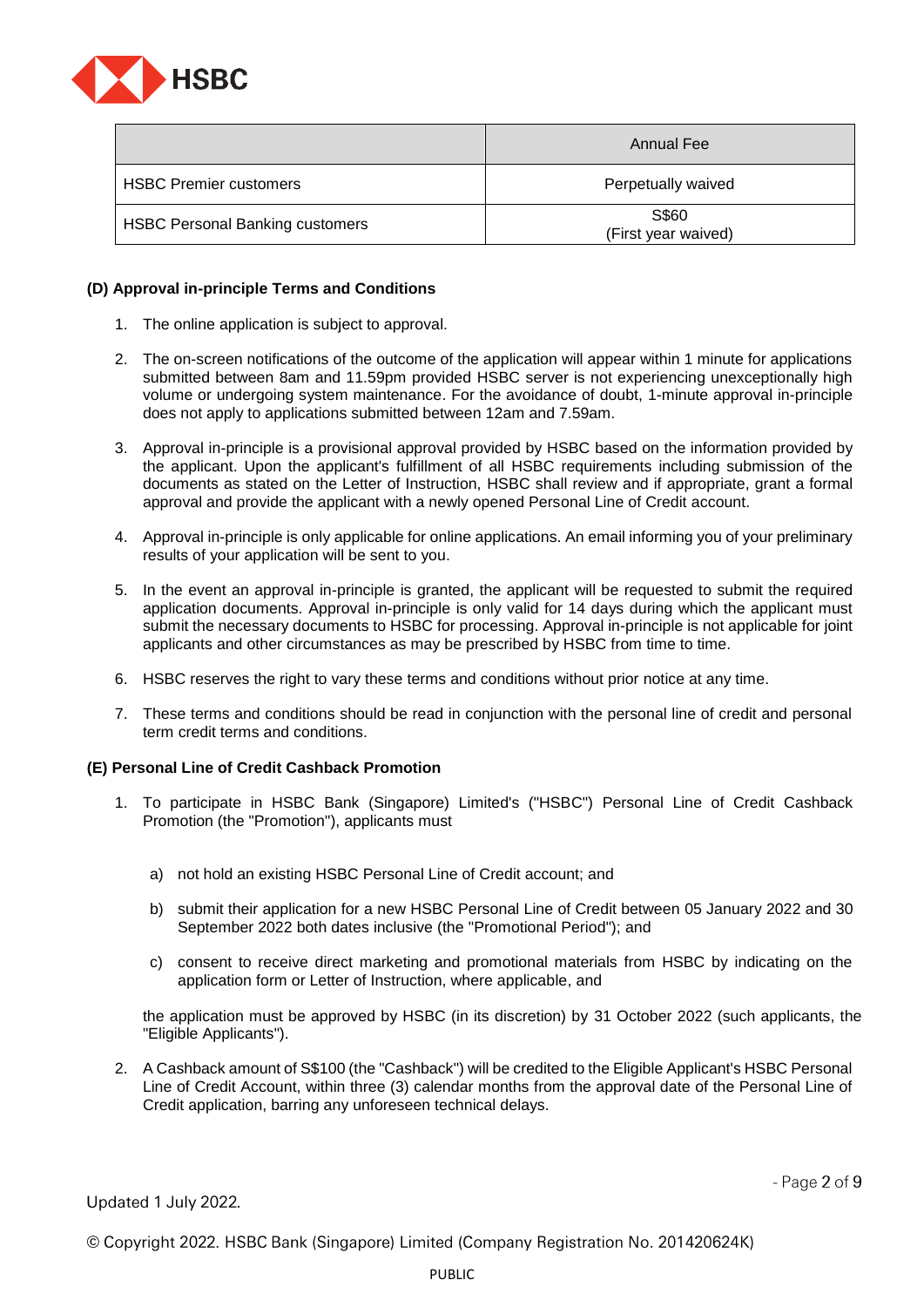|  | Annual Fee |
|---|---|
| HSBC Premier customers | Perpetually waived |
| HSBC Personal Banking customers | S$60<br>(First year waived) |

**(D) Approval in-principle Terms and Conditions**

1. The online application is subject to approval.
2. The on-screen notifications of the outcome of the application will appear within 1 minute for applications submitted between 8am and 11.59pm provided HSBC server is not experiencing unexceptionally high volume or undergoing system maintenance. For the avoidance of doubt, 1-minute approval in-principle does not apply to applications submitted between 12am and 7.59am.
3. Approval in-principle is a provisional approval provided by HSBC based on the information provided by the applicant. Upon the applicant's fulfillment of all HSBC requirements including submission of the documents as stated on the Letter of Instruction, HSBC shall review and if appropriate, grant a formal approval and provide the applicant with a newly opened Personal Line of Credit account.
4. Approval in-principle is only applicable for online applications. An email informing you of your preliminary results of your application will be sent to you.
5. In the event an approval in-principle is granted, the applicant will be requested to submit the required application documents. Approval in-principle is only valid for 14 days during which the applicant must submit the necessary documents to HSBC for processing. Approval in-principle is not applicable for joint applicants and other circumstances as may be prescribed by HSBC from time to time.
6. HSBC reserves the right to vary these terms and conditions without prior notice at any time.
7. These terms and conditions should be read in conjunction with the personal line of credit and personal term credit terms and conditions.

**(E) Personal Line of Credit Cashback Promotion**

1. To participate in HSBC Bank (Singapore) Limited's ("HSBC") Personal Line of Credit Cashback Promotion (the "Promotion"), applicants must

   a) not hold an existing HSBC Personal Line of Credit account; and

   b) submit their application for a new HSBC Personal Line of Credit between 05 January 2022 and 30 September 2022 both dates inclusive (the "Promotional Period"); and

   c) consent to receive direct marketing and promotional materials from HSBC by indicating on the application form or Letter of Instruction, where applicable, and

   the application must be approved by HSBC (in its discretion) by 31 October 2022 (such applicants, the "Eligible Applicants").

2. A Cashback amount of S$100 (the "Cashback") will be credited to the Eligible Applicant's HSBC Personal Line of Credit Account, within three (3) calendar months from the approval date of the Personal Line of Credit application, barring any unforeseen technical delays.

Updated 1 July 2022.

© Copyright 2022. HSBC Bank (Singapore) Limited (Company Registration No. 201420624K)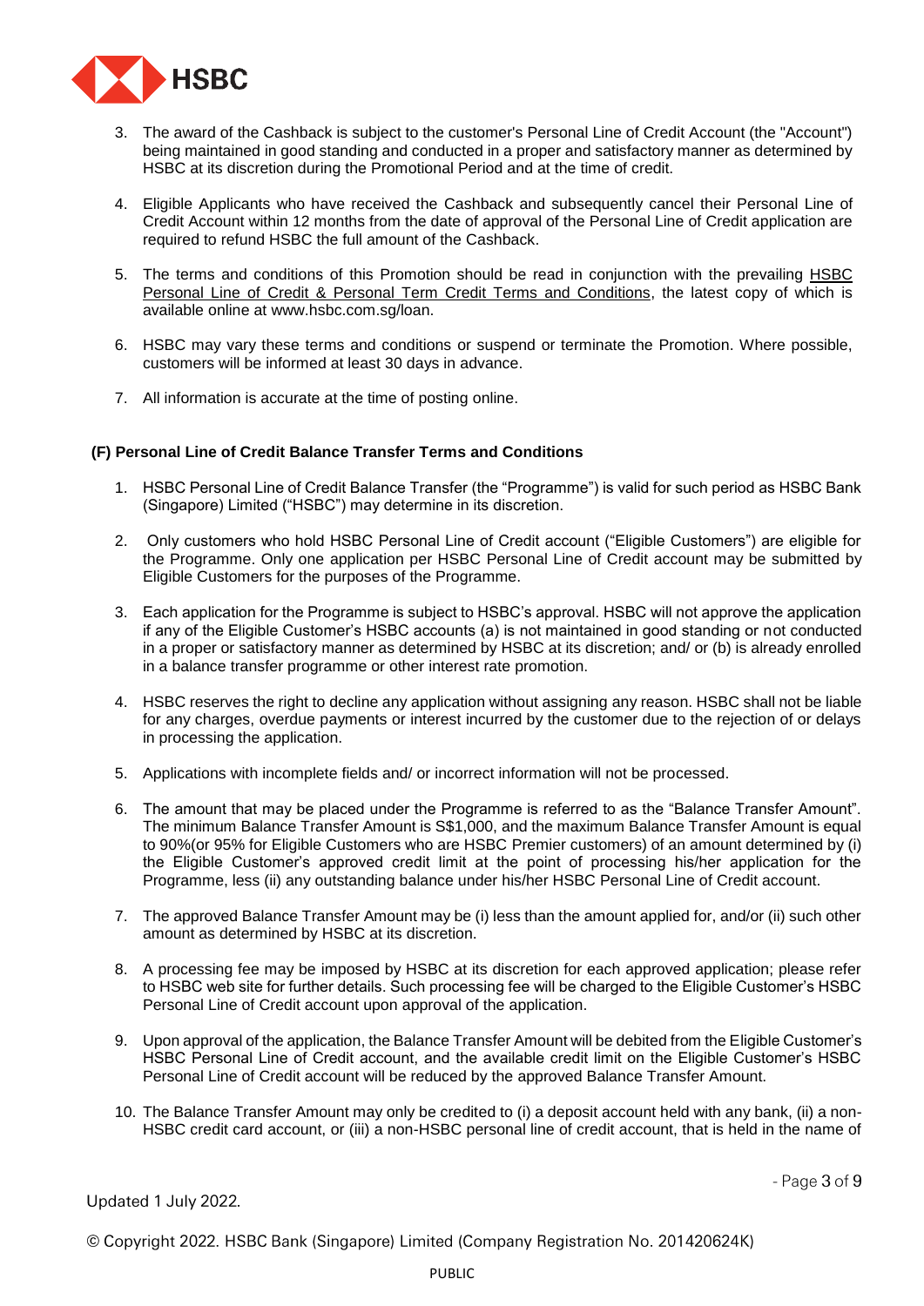3. The award of the Cashback is subject to the customer's Personal Line of Credit Account (the "Account") being maintained in good standing and conducted in a proper and satisfactory manner as determined by HSBC at its discretion during the Promotional Period and at the time of credit.

4. Eligible Applicants who have received the Cashback and subsequently cancel their Personal Line of Credit Account within 12 months from the date of approval of the Personal Line of Credit application are required to refund HSBC the full amount of the Cashback.

5. The terms and conditions of this Promotion should be read in conjunction with the prevailing HSBC Personal Line of Credit & Personal Term Credit Terms and Conditions, the latest copy of which is available online at www.hsbc.com.sg/loan.

6. HSBC may vary these terms and conditions or suspend or terminate the Promotion. Where possible, customers will be informed at least 30 days in advance.

7. All information is accurate at the time of posting online.

### (F) Personal Line of Credit Balance Transfer Terms and Conditions

1. HSBC Personal Line of Credit Balance Transfer (the "Programme") is valid for such period as HSBC Bank (Singapore) Limited ("HSBC") may determine in its discretion.

2. Only customers who hold HSBC Personal Line of Credit account ("Eligible Customers") are eligible for the Programme. Only one application per HSBC Personal Line of Credit account may be submitted by Eligible Customers for the purposes of the Programme.

3. Each application for the Programme is subject to HSBC's approval. HSBC will not approve the application if any of the Eligible Customer's HSBC accounts (a) is not maintained in good standing or not conducted in a proper or satisfactory manner as determined by HSBC at its discretion; and/ or (b) is already enrolled in a balance transfer programme or other interest rate promotion.

4. HSBC reserves the right to decline any application without assigning any reason. HSBC shall not be liable for any charges, overdue payments or interest incurred by the customer due to the rejection of or delays in processing the application.

5. Applications with incomplete fields and/ or incorrect information will not be processed.

6. The amount that may be placed under the Programme is referred to as the "Balance Transfer Amount". The minimum Balance Transfer Amount is S$1,000, and the maximum Balance Transfer Amount is equal to 90%(or 95% for Eligible Customers who are HSBC Premier customers) of an amount determined by (i) the Eligible Customer's approved credit limit at the point of processing his/her application for the Programme, less (ii) any outstanding balance under his/her HSBC Personal Line of Credit account.

7. The approved Balance Transfer Amount may be (i) less than the amount applied for, and/or (ii) such other amount as determined by HSBC at its discretion.

8. A processing fee may be imposed by HSBC at its discretion for each approved application; please refer to HSBC web site for further details. Such processing fee will be charged to the Eligible Customer's HSBC Personal Line of Credit account upon approval of the application.

9. Upon approval of the application, the Balance Transfer Amount will be debited from the Eligible Customer's HSBC Personal Line of Credit account, and the available credit limit on the Eligible Customer's HSBC Personal Line of Credit account will be reduced by the approved Balance Transfer Amount.

10. The Balance Transfer Amount may only be credited to (i) a deposit account held with any bank, (ii) a non-HSBC credit card account, or (iii) a non-HSBC personal line of credit account, that is held in the name of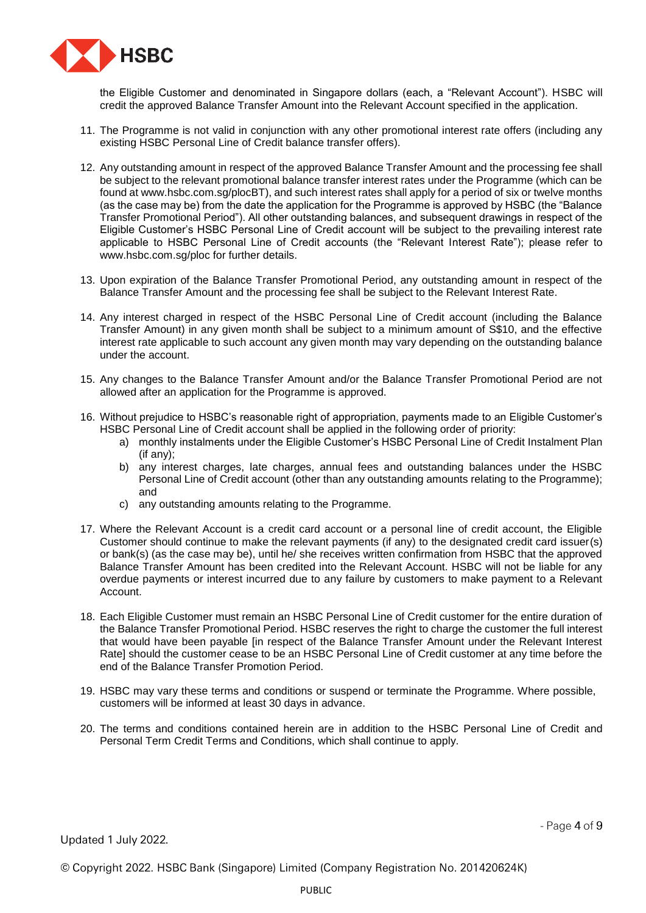the Eligible Customer and denominated in Singapore dollars (each, a "Relevant Account"). HSBC will credit the approved Balance Transfer Amount into the Relevant Account specified in the application.

11. The Programme is not valid in conjunction with any other promotional interest rate offers (including any existing HSBC Personal Line of Credit balance transfer offers).

12. Any outstanding amount in respect of the approved Balance Transfer Amount and the processing fee shall be subject to the relevant promotional balance transfer interest rates under the Programme (which can be found at www.hsbc.com.sg/plocBT), and such interest rates shall apply for a period of six or twelve months (as the case may be) from the date the application for the Programme is approved by HSBC (the "Balance Transfer Promotional Period"). All other outstanding balances, and subsequent drawings in respect of the Eligible Customer's HSBC Personal Line of Credit account will be subject to the prevailing interest rate applicable to HSBC Personal Line of Credit accounts (the "Relevant Interest Rate"); please refer to www.hsbc.com.sg/ploc for further details.

13. Upon expiration of the Balance Transfer Promotional Period, any outstanding amount in respect of the Balance Transfer Amount and the processing fee shall be subject to the Relevant Interest Rate.

14. Any interest charged in respect of the HSBC Personal Line of Credit account (including the Balance Transfer Amount) in any given month shall be subject to a minimum amount of S$10, and the effective interest rate applicable to such account any given month may vary depending on the outstanding balance under the account.

15. Any changes to the Balance Transfer Amount and/or the Balance Transfer Promotional Period are not allowed after an application for the Programme is approved.

16. Without prejudice to HSBC's reasonable right of appropriation, payments made to an Eligible Customer's HSBC Personal Line of Credit account shall be applied in the following order of priority:
    a) monthly instalments under the Eligible Customer's HSBC Personal Line of Credit Instalment Plan (if any);
    b) any interest charges, late charges, annual fees and outstanding balances under the HSBC Personal Line of Credit account (other than any outstanding amounts relating to the Programme); and
    c) any outstanding amounts relating to the Programme.

17. Where the Relevant Account is a credit card account or a personal line of credit account, the Eligible Customer should continue to make the relevant payments (if any) to the designated credit card issuer(s) or bank(s) (as the case may be), until he/ she receives written confirmation from HSBC that the approved Balance Transfer Amount has been credited into the Relevant Account. HSBC will not be liable for any overdue payments or interest incurred due to any failure by customers to make payment to a Relevant Account.

18. Each Eligible Customer must remain an HSBC Personal Line of Credit customer for the entire duration of the Balance Transfer Promotional Period. HSBC reserves the right to charge the customer the full interest that would have been payable [in respect of the Balance Transfer Amount under the Relevant Interest Rate] should the customer cease to be an HSBC Personal Line of Credit customer at any time before the end of the Balance Transfer Promotion Period.

19. HSBC may vary these terms and conditions or suspend or terminate the Programme. Where possible, customers will be informed at least 30 days in advance.

20. The terms and conditions contained herein are in addition to the HSBC Personal Line of Credit and Personal Term Credit Terms and Conditions, which shall continue to apply.

Updated 1 July 2022.

© Copyright 2022. HSBC Bank (Singapore) Limited (Company Registration No. 201420624K)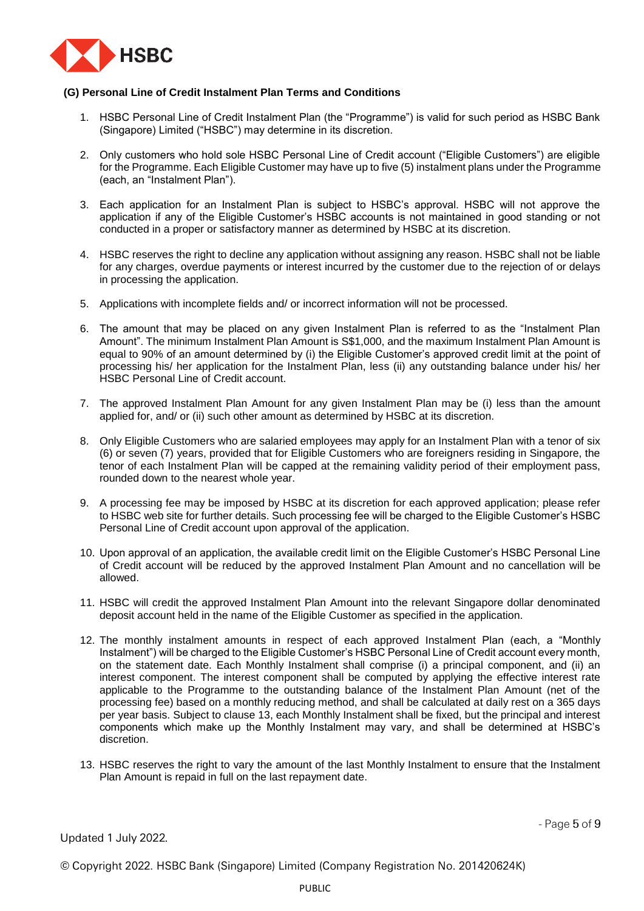### (G) Personal Line of Credit Instalment Plan Terms and Conditions

1. HSBC Personal Line of Credit Instalment Plan (the "Programme") is valid for such period as HSBC Bank (Singapore) Limited ("HSBC") may determine in its discretion.

2. Only customers who hold sole HSBC Personal Line of Credit account ("Eligible Customers") are eligible for the Programme. Each Eligible Customer may have up to five (5) instalment plans under the Programme (each, an "Instalment Plan").

3. Each application for an Instalment Plan is subject to HSBC's approval. HSBC will not approve the application if any of the Eligible Customer's HSBC accounts is not maintained in good standing or not conducted in a proper or satisfactory manner as determined by HSBC at its discretion.

4. HSBC reserves the right to decline any application without assigning any reason. HSBC shall not be liable for any charges, overdue payments or interest incurred by the customer due to the rejection of or delays in processing the application.

5. Applications with incomplete fields and/ or incorrect information will not be processed.

6. The amount that may be placed on any given Instalment Plan is referred to as the "Instalment Plan Amount". The minimum Instalment Plan Amount is S$1,000, and the maximum Instalment Plan Amount is equal to 90% of an amount determined by (i) the Eligible Customer's approved credit limit at the point of processing his/ her application for the Instalment Plan, less (ii) any outstanding balance under his/ her HSBC Personal Line of Credit account.

7. The approved Instalment Plan Amount for any given Instalment Plan may be (i) less than the amount applied for, and/ or (ii) such other amount as determined by HSBC at its discretion.

8. Only Eligible Customers who are salaried employees may apply for an Instalment Plan with a tenor of six (6) or seven (7) years, provided that for Eligible Customers who are foreigners residing in Singapore, the tenor of each Instalment Plan will be capped at the remaining validity period of their employment pass, rounded down to the nearest whole year.

9. A processing fee may be imposed by HSBC at its discretion for each approved application; please refer to HSBC web site for further details. Such processing fee will be charged to the Eligible Customer's HSBC Personal Line of Credit account upon approval of the application.

10. Upon approval of an application, the available credit limit on the Eligible Customer's HSBC Personal Line of Credit account will be reduced by the approved Instalment Plan Amount and no cancellation will be allowed.

11. HSBC will credit the approved Instalment Plan Amount into the relevant Singapore dollar denominated deposit account held in the name of the Eligible Customer as specified in the application.

12. The monthly instalment amounts in respect of each approved Instalment Plan (each, a "Monthly Instalment") will be charged to the Eligible Customer's HSBC Personal Line of Credit account every month, on the statement date. Each Monthly Instalment shall comprise (i) a principal component, and (ii) an interest component. The interest component shall be computed by applying the effective interest rate applicable to the Programme to the outstanding balance of the Instalment Plan Amount (net of the processing fee) based on a monthly reducing method, and shall be calculated at daily rest on a 365 days per year basis. Subject to clause 13, each Monthly Instalment shall be fixed, but the principal and interest components which make up the Monthly Instalment may vary, and shall be determined at HSBC's discretion.

13. HSBC reserves the right to vary the amount of the last Monthly Instalment to ensure that the Instalment Plan Amount is repaid in full on the last repayment date.

Updated 1 July 2022.

© Copyright 2022. HSBC Bank (Singapore) Limited (Company Registration No. 201420624K)

PUBLIC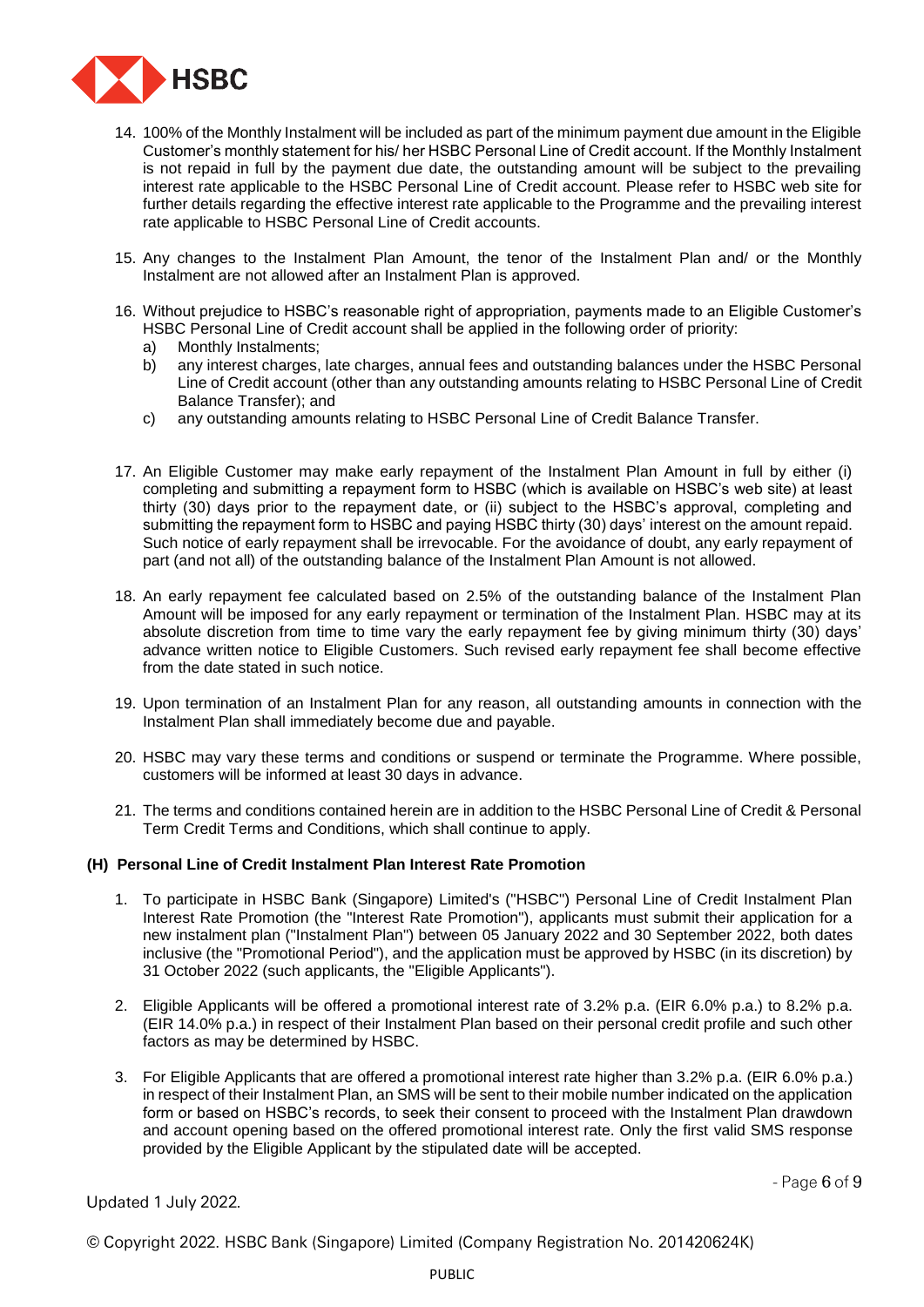14. 100% of the Monthly Instalment will be included as part of the minimum payment due amount in the Eligible Customer's monthly statement for his/ her HSBC Personal Line of Credit account. If the Monthly Instalment is not repaid in full by the payment due date, the outstanding amount will be subject to the prevailing interest rate applicable to the HSBC Personal Line of Credit account. Please refer to HSBC web site for further details regarding the effective interest rate applicable to the Programme and the prevailing interest rate applicable to HSBC Personal Line of Credit accounts.

15. Any changes to the Instalment Plan Amount, the tenor of the Instalment Plan and/ or the Monthly Instalment are not allowed after an Instalment Plan is approved.

16. Without prejudice to HSBC's reasonable right of appropriation, payments made to an Eligible Customer's HSBC Personal Line of Credit account shall be applied in the following order of priority:
    a) Monthly Instalments;
    b) any interest charges, late charges, annual fees and outstanding balances under the HSBC Personal Line of Credit account (other than any outstanding amounts relating to HSBC Personal Line of Credit Balance Transfer); and
    c) any outstanding amounts relating to HSBC Personal Line of Credit Balance Transfer.

17. An Eligible Customer may make early repayment of the Instalment Plan Amount in full by either (i) completing and submitting a repayment form to HSBC (which is available on HSBC's web site) at least thirty (30) days prior to the repayment date, or (ii) subject to the HSBC's approval, completing and submitting the repayment form to HSBC and paying HSBC thirty (30) days' interest on the amount repaid. Such notice of early repayment shall be irrevocable. For the avoidance of doubt, any early repayment of part (and not all) of the outstanding balance of the Instalment Plan Amount is not allowed.

18. An early repayment fee calculated based on 2.5% of the outstanding balance of the Instalment Plan Amount will be imposed for any early repayment or termination of the Instalment Plan. HSBC may at its absolute discretion from time to time vary the early repayment fee by giving minimum thirty (30) days' advance written notice to Eligible Customers. Such revised early repayment fee shall become effective from the date stated in such notice.

19. Upon termination of an Instalment Plan for any reason, all outstanding amounts in connection with the Instalment Plan shall immediately become due and payable.

20. HSBC may vary these terms and conditions or suspend or terminate the Programme. Where possible, customers will be informed at least 30 days in advance.

21. The terms and conditions contained herein are in addition to the HSBC Personal Line of Credit & Personal Term Credit Terms and Conditions, which shall continue to apply.

**(H) Personal Line of Credit Instalment Plan Interest Rate Promotion**

1. To participate in HSBC Bank (Singapore) Limited's ("HSBC") Personal Line of Credit Instalment Plan Interest Rate Promotion (the "Interest Rate Promotion"), applicants must submit their application for a new instalment plan ("Instalment Plan") between 05 January 2022 and 30 September 2022, both dates inclusive (the "Promotional Period"), and the application must be approved by HSBC (in its discretion) by 31 October 2022 (such applicants, the "Eligible Applicants").

2. Eligible Applicants will be offered a promotional interest rate of 3.2% p.a. (EIR 6.0% p.a.) to 8.2% p.a. (EIR 14.0% p.a.) in respect of their Instalment Plan based on their personal credit profile and such other factors as may be determined by HSBC.

3. For Eligible Applicants that are offered a promotional interest rate higher than 3.2% p.a. (EIR 6.0% p.a.) in respect of their Instalment Plan, an SMS will be sent to their mobile number indicated on the application form or based on HSBC's records, to seek their consent to proceed with the Instalment Plan drawdown and account opening based on the offered promotional interest rate. Only the first valid SMS response provided by the Eligible Applicant by the stipulated date will be accepted.

Updated 1 July 2022.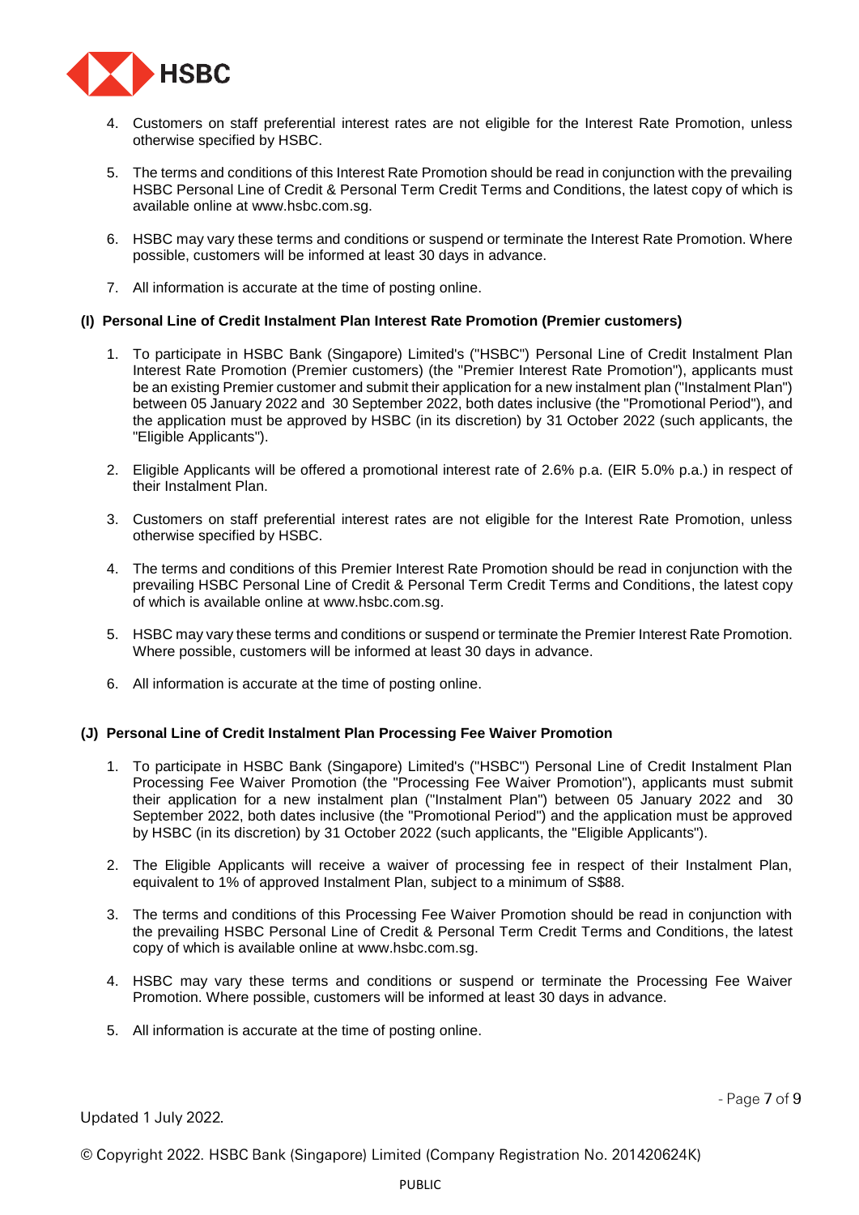4. Customers on staff preferential interest rates are not eligible for the Interest Rate Promotion, unless otherwise specified by HSBC.

5. The terms and conditions of this Interest Rate Promotion should be read in conjunction with the prevailing HSBC Personal Line of Credit & Personal Term Credit Terms and Conditions, the latest copy of which is available online at www.hsbc.com.sg.

6. HSBC may vary these terms and conditions or suspend or terminate the Interest Rate Promotion. Where possible, customers will be informed at least 30 days in advance.

7. All information is accurate at the time of posting online.

**(I) Personal Line of Credit Instalment Plan Interest Rate Promotion (Premier customers)**

1. To participate in HSBC Bank (Singapore) Limited's ("HSBC") Personal Line of Credit Instalment Plan Interest Rate Promotion (Premier customers) (the "Premier Interest Rate Promotion"), applicants must be an existing Premier customer and submit their application for a new instalment plan ("Instalment Plan") between 05 January 2022 and 30 September 2022, both dates inclusive (the "Promotional Period"), and the application must be approved by HSBC (in its discretion) by 31 October 2022 (such applicants, the "Eligible Applicants").

2. Eligible Applicants will be offered a promotional interest rate of 2.6% p.a. (EIR 5.0% p.a.) in respect of their Instalment Plan.

3. Customers on staff preferential interest rates are not eligible for the Interest Rate Promotion, unless otherwise specified by HSBC.

4. The terms and conditions of this Premier Interest Rate Promotion should be read in conjunction with the prevailing HSBC Personal Line of Credit & Personal Term Credit Terms and Conditions, the latest copy of which is available online at www.hsbc.com.sg.

5. HSBC may vary these terms and conditions or suspend or terminate the Premier Interest Rate Promotion. Where possible, customers will be informed at least 30 days in advance.

6. All information is accurate at the time of posting online.

**(J) Personal Line of Credit Instalment Plan Processing Fee Waiver Promotion**

1. To participate in HSBC Bank (Singapore) Limited's ("HSBC") Personal Line of Credit Instalment Plan Processing Fee Waiver Promotion (the "Processing Fee Waiver Promotion"), applicants must submit their application for a new instalment plan ("Instalment Plan") between 05 January 2022 and 30 September 2022, both dates inclusive (the "Promotional Period") and the application must be approved by HSBC (in its discretion) by 31 October 2022 (such applicants, the "Eligible Applicants").

2. The Eligible Applicants will receive a waiver of processing fee in respect of their Instalment Plan, equivalent to 1% of approved Instalment Plan, subject to a minimum of S$88.

3. The terms and conditions of this Processing Fee Waiver Promotion should be read in conjunction with the prevailing HSBC Personal Line of Credit & Personal Term Credit Terms and Conditions, the latest copy of which is available online at www.hsbc.com.sg.

4. HSBC may vary these terms and conditions or suspend or terminate the Processing Fee Waiver Promotion. Where possible, customers will be informed at least 30 days in advance.

5. All information is accurate at the time of posting online.

Updated 1 July 2022.

© Copyright 2022. HSBC Bank (Singapore) Limited (Company Registration No. 201420624K)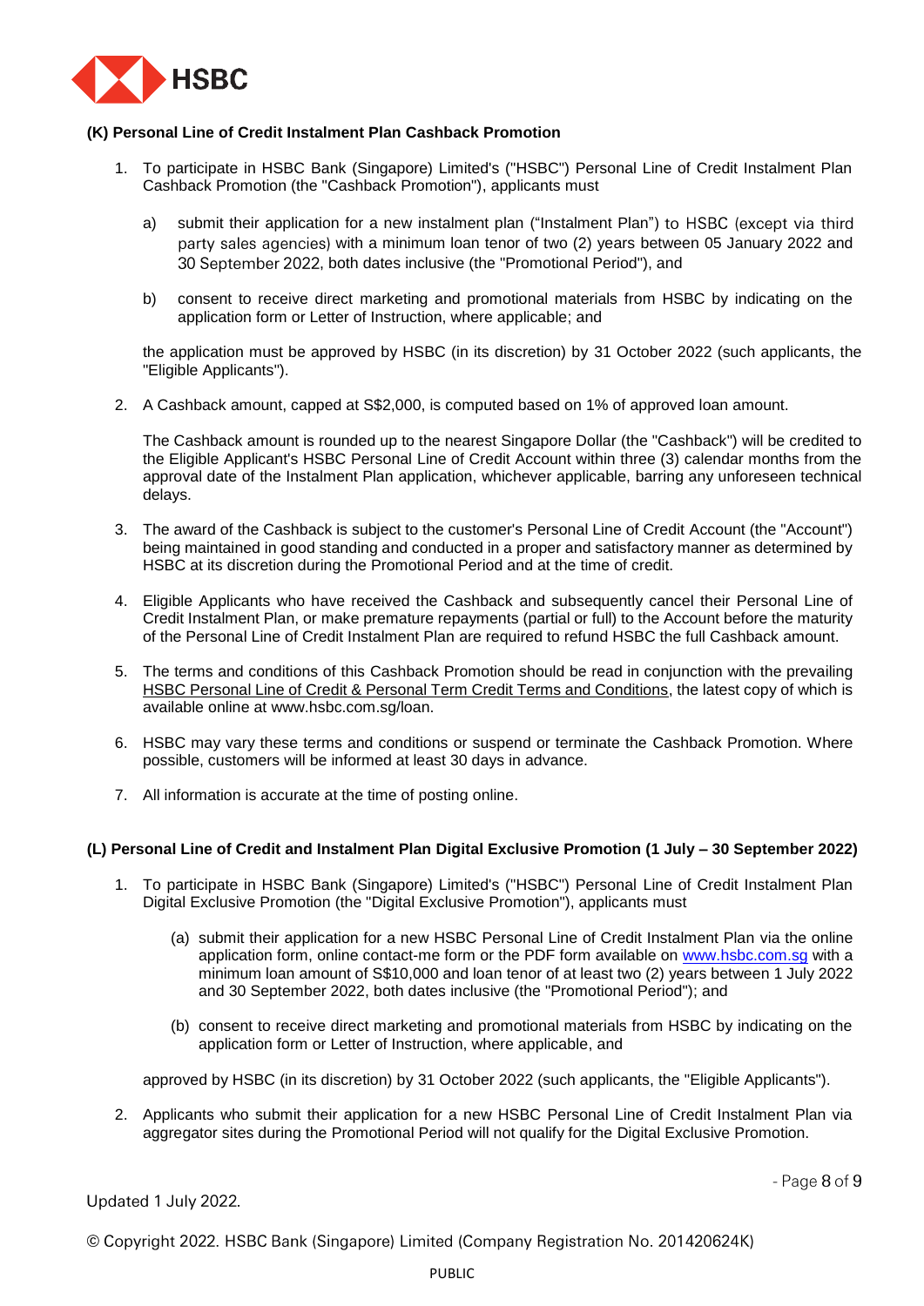### (K) Personal Line of Credit Instalment Plan Cashback Promotion

1. To participate in HSBC Bank (Singapore) Limited's ("HSBC") Personal Line of Credit Instalment Plan Cashback Promotion (the "Cashback Promotion"), applicants must

   a) submit their application for a new instalment plan ("Instalment Plan") to HSBC (except via third party sales agencies) with a minimum loan tenor of two (2) years between 05 January 2022 and 30 September 2022, both dates inclusive (the "Promotional Period"), and

   b) consent to receive direct marketing and promotional materials from HSBC by indicating on the application form or Letter of Instruction, where applicable; and

   the application must be approved by HSBC (in its discretion) by 31 October 2022 (such applicants, the "Eligible Applicants").

2. A Cashback amount, capped at S$2,000, is computed based on 1% of approved loan amount.

   The Cashback amount is rounded up to the nearest Singapore Dollar (the "Cashback") will be credited to the Eligible Applicant's HSBC Personal Line of Credit Account within three (3) calendar months from the approval date of the Instalment Plan application, whichever applicable, barring any unforeseen technical delays.

3. The award of the Cashback is subject to the customer's Personal Line of Credit Account (the "Account") being maintained in good standing and conducted in a proper and satisfactory manner as determined by HSBC at its discretion during the Promotional Period and at the time of credit.

4. Eligible Applicants who have received the Cashback and subsequently cancel their Personal Line of Credit Instalment Plan, or make premature repayments (partial or full) to the Account before the maturity of the Personal Line of Credit Instalment Plan are required to refund HSBC the full Cashback amount.

5. The terms and conditions of this Cashback Promotion should be read in conjunction with the prevailing HSBC Personal Line of Credit & Personal Term Credit Terms and Conditions, the latest copy of which is available online at www.hsbc.com.sg/loan.

6. HSBC may vary these terms and conditions or suspend or terminate the Cashback Promotion. Where possible, customers will be informed at least 30 days in advance.

7. All information is accurate at the time of posting online.

### (L) Personal Line of Credit and Instalment Plan Digital Exclusive Promotion (1 July – 30 September 2022)

1. To participate in HSBC Bank (Singapore) Limited's ("HSBC") Personal Line of Credit Instalment Plan Digital Exclusive Promotion (the "Digital Exclusive Promotion"), applicants must

   (a) submit their application for a new HSBC Personal Line of Credit Instalment Plan via the online application form, online contact-me form or the PDF form available on www.hsbc.com.sg with a minimum loan amount of S$10,000 and loan tenor of at least two (2) years between 1 July 2022 and 30 September 2022, both dates inclusive (the "Promotional Period"); and

   (b) consent to receive direct marketing and promotional materials from HSBC by indicating on the application form or Letter of Instruction, where applicable, and

   approved by HSBC (in its discretion) by 31 October 2022 (such applicants, the "Eligible Applicants").

2. Applicants who submit their application for a new HSBC Personal Line of Credit Instalment Plan via aggregator sites during the Promotional Period will not qualify for the Digital Exclusive Promotion.

Updated 1 July 2022.

© Copyright 2022. HSBC Bank (Singapore) Limited (Company Registration No. 201420624K)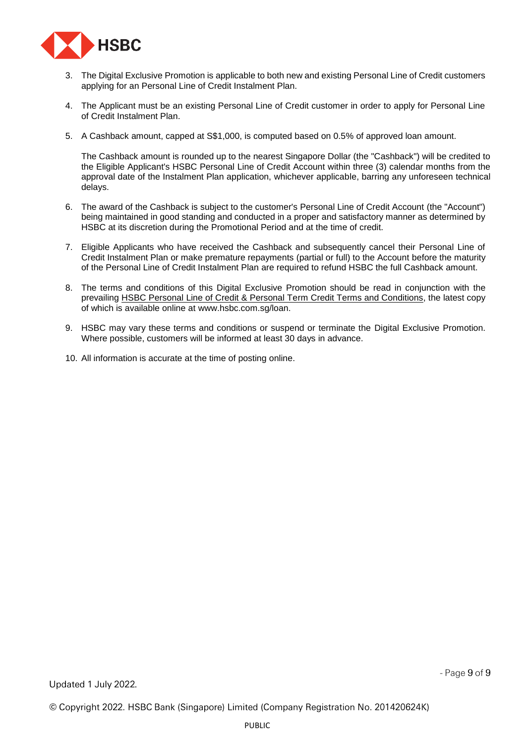3. The Digital Exclusive Promotion is applicable to both new and existing Personal Line of Credit customers applying for an Personal Line of Credit Instalment Plan.

4. The Applicant must be an existing Personal Line of Credit customer in order to apply for Personal Line of Credit Instalment Plan.

5. A Cashback amount, capped at S$1,000, is computed based on 0.5% of approved loan amount.

   The Cashback amount is rounded up to the nearest Singapore Dollar (the "Cashback") will be credited to the Eligible Applicant's HSBC Personal Line of Credit Account within three (3) calendar months from the approval date of the Instalment Plan application, whichever applicable, barring any unforeseen technical delays.

6. The award of the Cashback is subject to the customer's Personal Line of Credit Account (the "Account") being maintained in good standing and conducted in a proper and satisfactory manner as determined by HSBC at its discretion during the Promotional Period and at the time of credit.

7. Eligible Applicants who have received the Cashback and subsequently cancel their Personal Line of Credit Instalment Plan or make premature repayments (partial or full) to the Account before the maturity of the Personal Line of Credit Instalment Plan are required to refund HSBC the full Cashback amount.

8. The terms and conditions of this Digital Exclusive Promotion should be read in conjunction with the prevailing HSBC Personal Line of Credit & Personal Term Credit Terms and Conditions, the latest copy of which is available online at www.hsbc.com.sg/loan.

9. HSBC may vary these terms and conditions or suspend or terminate the Digital Exclusive Promotion. Where possible, customers will be informed at least 30 days in advance.

10. All information is accurate at the time of posting online.

Updated 1 July 2022.

© Copyright 2022. HSBC Bank (Singapore) Limited (Company Registration No. 201420624K)

PUBLIC